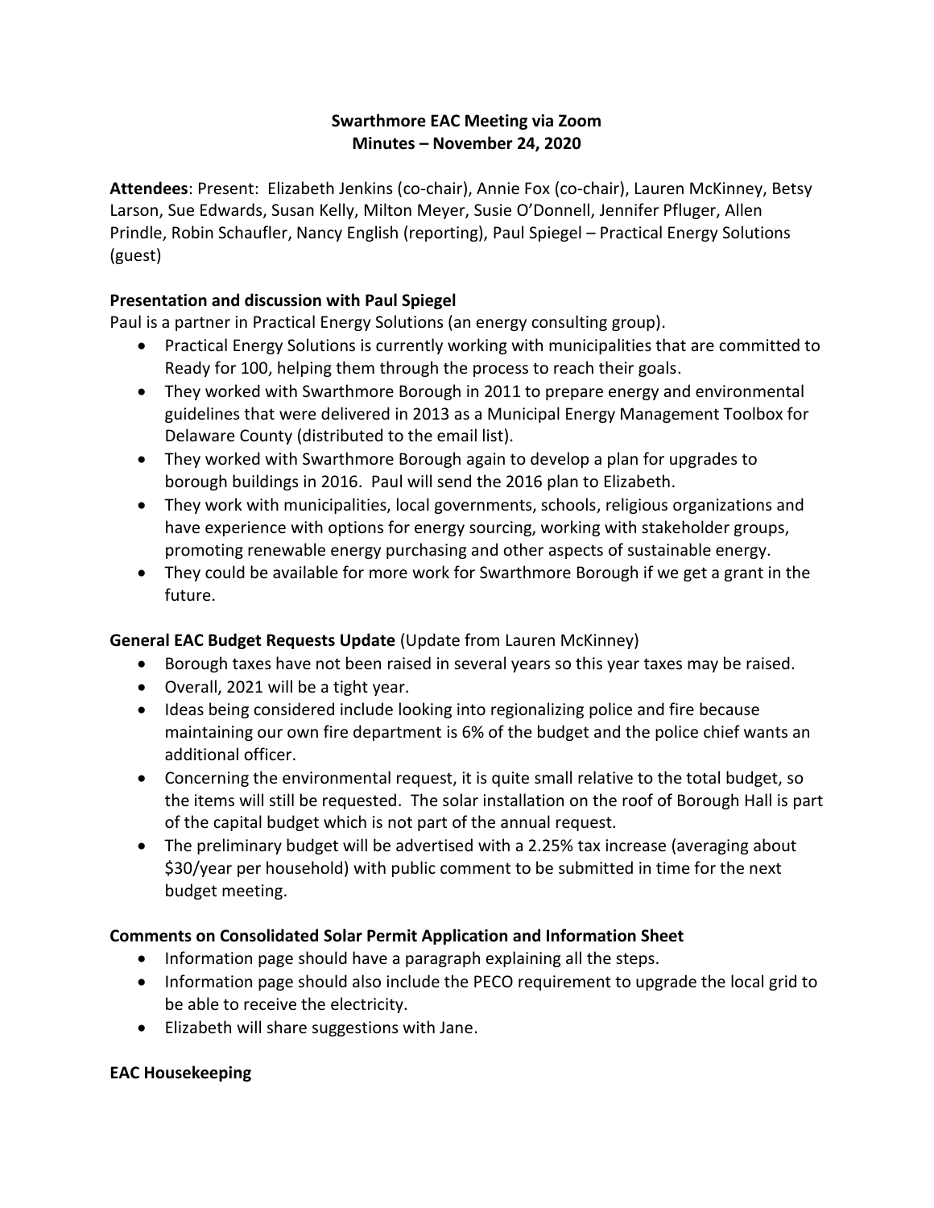# Swarthmore EAC Meeting via Zoom
## Minutes – November 24, 2020

**Attendees**: Present: Elizabeth Jenkins (co-chair), Annie Fox (co-chair), Lauren McKinney, Betsy Larson, Sue Edwards, Susan Kelly, Milton Meyer, Susie O'Donnell, Jennifer Pfluger, Allen Prindle, Robin Schaufler, Nancy English (reporting), Paul Spiegel – Practical Energy Solutions (guest)

**Presentation and discussion with Paul Spiegel**

Paul is a partner in Practical Energy Solutions (an energy consulting group).

- Practical Energy Solutions is currently working with municipalities that are committed to Ready for 100, helping them through the process to reach their goals.
- They worked with Swarthmore Borough in 2011 to prepare energy and environmental guidelines that were delivered in 2013 as a Municipal Energy Management Toolbox for Delaware County (distributed to the email list).
- They worked with Swarthmore Borough again to develop a plan for upgrades to borough buildings in 2016. Paul will send the 2016 plan to Elizabeth.
- They work with municipalities, local governments, schools, religious organizations and have experience with options for energy sourcing, working with stakeholder groups, promoting renewable energy purchasing and other aspects of sustainable energy.
- They could be available for more work for Swarthmore Borough if we get a grant in the future.

**General EAC Budget Requests Update** (Update from Lauren McKinney)

- Borough taxes have not been raised in several years so this year taxes may be raised.
- Overall, 2021 will be a tight year.
- Ideas being considered include looking into regionalizing police and fire because maintaining our own fire department is 6% of the budget and the police chief wants an additional officer.
- Concerning the environmental request, it is quite small relative to the total budget, so the items will still be requested. The solar installation on the roof of Borough Hall is part of the capital budget which is not part of the annual request.
- The preliminary budget will be advertised with a 2.25% tax increase (averaging about $30/year per household) with public comment to be submitted in time for the next budget meeting.

**Comments on Consolidated Solar Permit Application and Information Sheet**

- Information page should have a paragraph explaining all the steps.
- Information page should also include the PECO requirement to upgrade the local grid to be able to receive the electricity.
- Elizabeth will share suggestions with Jane.

**EAC Housekeeping**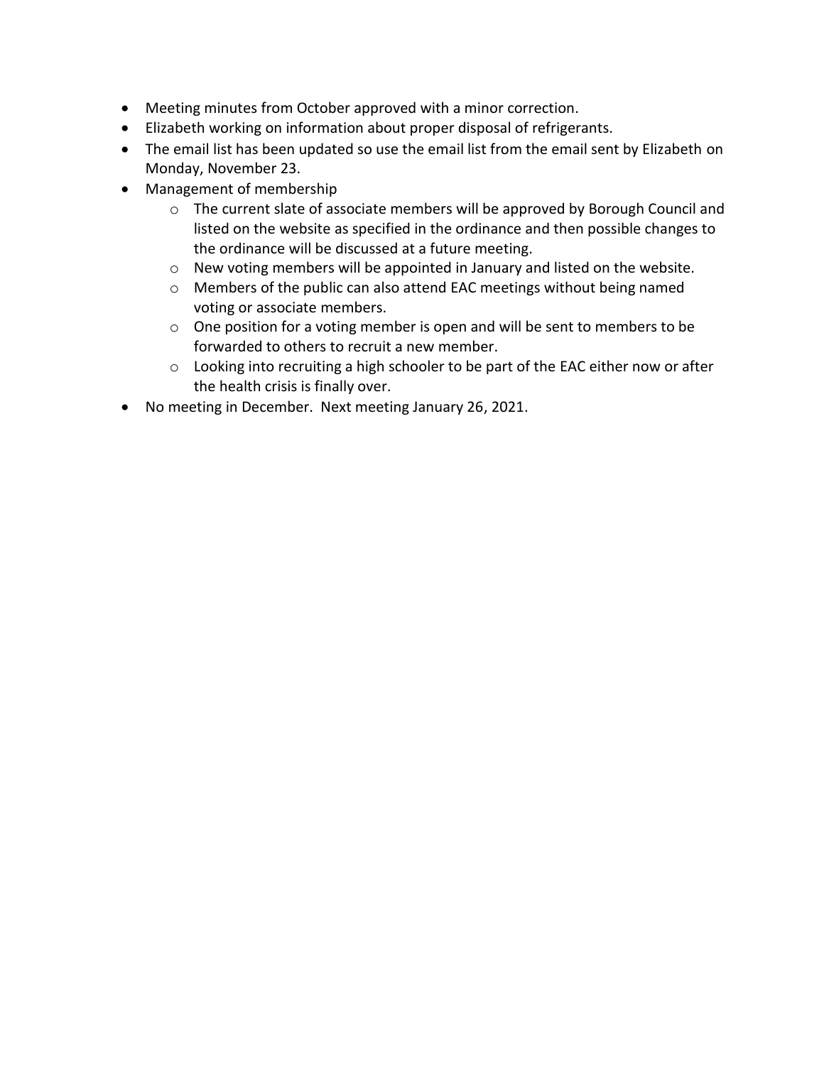- Meeting minutes from October approved with a minor correction.
- Elizabeth working on information about proper disposal of refrigerants.
- The email list has been updated so use the email list from the email sent by Elizabeth on Monday, November 23.
- Management of membership
  - The current slate of associate members will be approved by Borough Council and listed on the website as specified in the ordinance and then possible changes to the ordinance will be discussed at a future meeting.
  - New voting members will be appointed in January and listed on the website.
  - Members of the public can also attend EAC meetings without being named voting or associate members.
  - One position for a voting member is open and will be sent to members to be forwarded to others to recruit a new member.
  - Looking into recruiting a high schooler to be part of the EAC either now or after the health crisis is finally over.
- No meeting in December. Next meeting January 26, 2021.